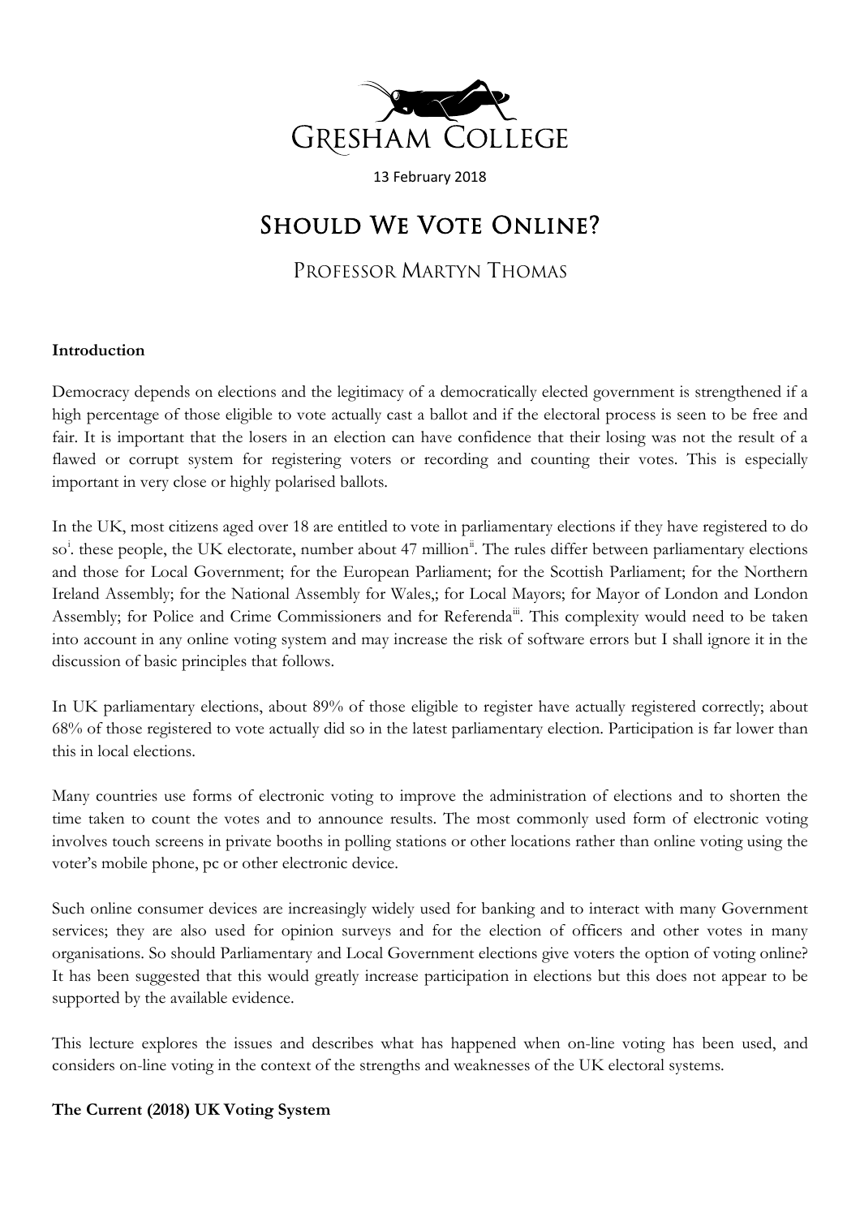GRESHAM COLLEGE

13 February 2018

# Should We Vote Online?

## Professor Martyn Thomas

**Introduction**

Democracy depends on elections and the legitimacy of a democratically elected government is strengthened if a high percentage of those eligible to vote actually cast a ballot and if the electoral process is seen to be free and fair. It is important that the losers in an election can have confidence that their losing was not the result of a flawed or corrupt system for registering voters or recording and counting their votes. This is especially important in very close or highly polarised ballots.

In the UK, most citizens aged over 18 are entitled to vote in parliamentary elections if they have registered to do so[i]. these people, the UK electorate, number about 47 million[ii]. The rules differ between parliamentary elections and those for Local Government; for the European Parliament; for the Scottish Parliament; for the Northern Ireland Assembly; for the National Assembly for Wales,; for Local Mayors; for Mayor of London and London Assembly; for Police and Crime Commissioners and for Referenda[iii]. This complexity would need to be taken into account in any online voting system and may increase the risk of software errors but I shall ignore it in the discussion of basic principles that follows.

In UK parliamentary elections, about 89% of those eligible to register have actually registered correctly; about 68% of those registered to vote actually did so in the latest parliamentary election. Participation is far lower than this in local elections.

Many countries use forms of electronic voting to improve the administration of elections and to shorten the time taken to count the votes and to announce results. The most commonly used form of electronic voting involves touch screens in private booths in polling stations or other locations rather than online voting using the voter's mobile phone, pc or other electronic device.

Such online consumer devices are increasingly widely used for banking and to interact with many Government services; they are also used for opinion surveys and for the election of officers and other votes in many organisations. So should Parliamentary and Local Government elections give voters the option of voting online? It has been suggested that this would greatly increase participation in elections but this does not appear to be supported by the available evidence.

This lecture explores the issues and describes what has happened when on-line voting has been used, and considers on-line voting in the context of the strengths and weaknesses of the UK electoral systems.

**The Current (2018) UK Voting System**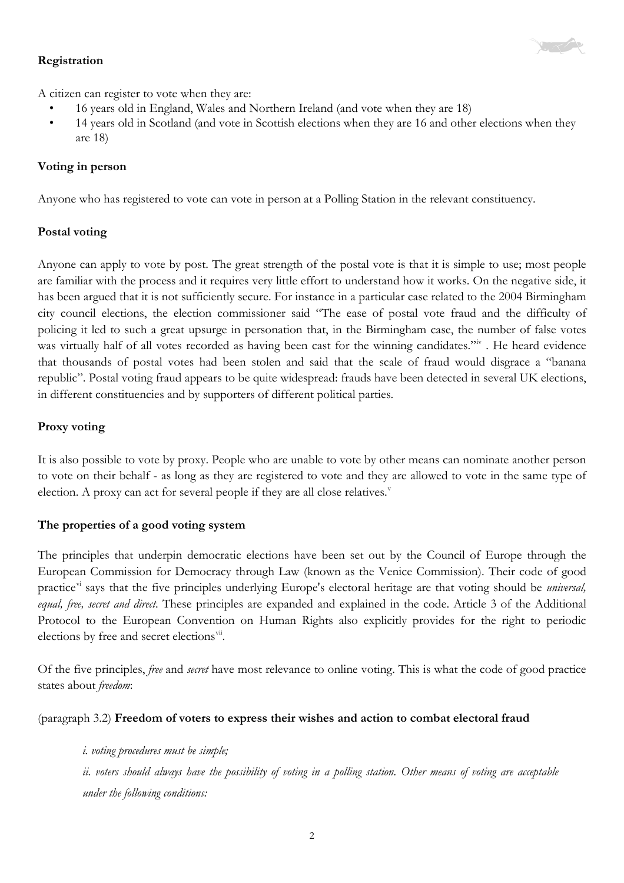### Registration

A citizen can register to vote when they are:

- 16 years old in England, Wales and Northern Ireland (and vote when they are 18)
- 14 years old in Scotland (and vote in Scottish elections when they are 16 and other elections when they are 18)

### Voting in person

Anyone who has registered to vote can vote in person at a Polling Station in the relevant constituency.

### Postal voting

Anyone can apply to vote by post. The great strength of the postal vote is that it is simple to use; most people are familiar with the process and it requires very little effort to understand how it works. On the negative side, it has been argued that it is not sufficiently secure. For instance in a particular case related to the 2004 Birmingham city council elections, the election commissioner said "The ease of postal vote fraud and the difficulty of policing it led to such a great upsurge in personation that, in the Birmingham case, the number of false votes was virtually half of all votes recorded as having been cast for the winning candidates."[iv] . He heard evidence that thousands of postal votes had been stolen and said that the scale of fraud would disgrace a "banana republic". Postal voting fraud appears to be quite widespread: frauds have been detected in several UK elections, in different constituencies and by supporters of different political parties.

### Proxy voting

It is also possible to vote by proxy. People who are unable to vote by other means can nominate another person to vote on their behalf - as long as they are registered to vote and they are allowed to vote in the same type of election. A proxy can act for several people if they are all close relatives.[v]

### The properties of a good voting system

The principles that underpin democratic elections have been set out by the Council of Europe through the European Commission for Democracy through Law (known as the Venice Commission). Their code of good practice[vi] says that the five principles underlying Europe's electoral heritage are that voting should be *universal, equal, free, secret and direct.* These principles are expanded and explained in the code. Article 3 of the Additional Protocol to the European Convention on Human Rights also explicitly provides for the right to periodic elections by free and secret elections[vii].

Of the five principles, *free* and *secret* have most relevance to online voting. This is what the code of good practice states about *freedom*:

(paragraph 3.2) **Freedom of voters to express their wishes and action to combat electoral fraud**

> *i. voting procedures must be simple;*
>
> *ii. voters should always have the possibility of voting in a polling station. Other means of voting are acceptable under the following conditions:*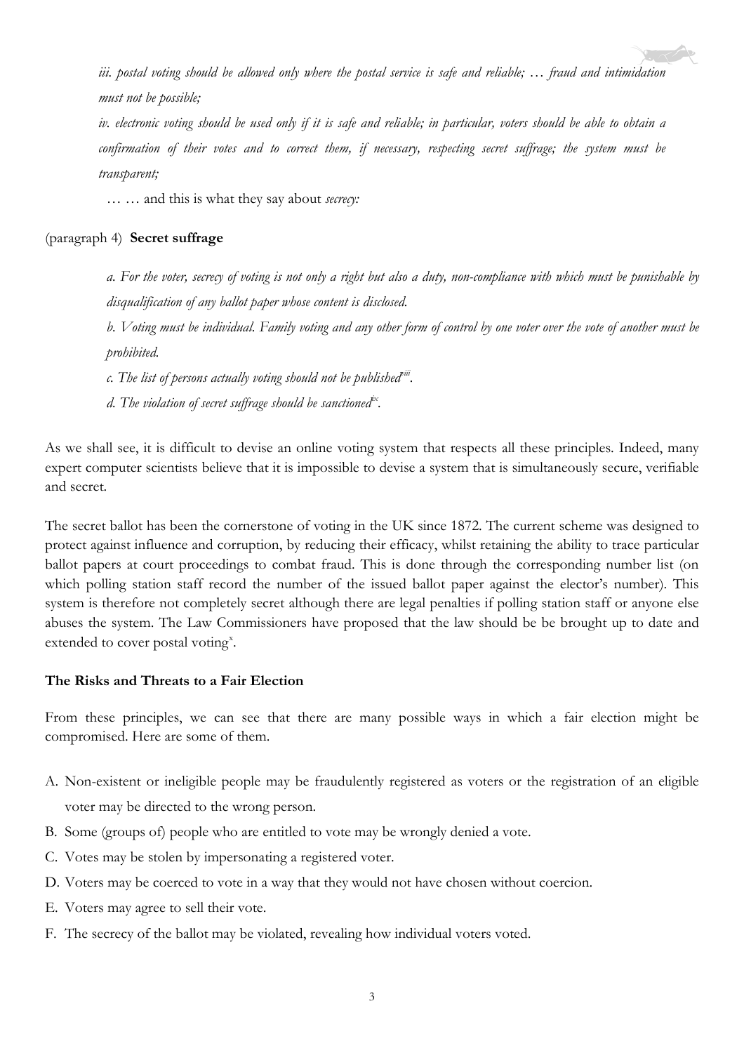*iii. postal voting should be allowed only where the postal service is safe and reliable; … fraud and intimidation must not be possible;*

*iv. electronic voting should be used only if it is safe and reliable; in particular, voters should be able to obtain a confirmation of their votes and to correct them, if necessary, respecting secret suffrage; the system must be transparent;*

… … and this is what they say about *secrecy:*

(paragraph 4) **Secret suffrage**

*a. For the voter, secrecy of voting is not only a right but also a duty, non-compliance with which must be punishable by disqualification of any ballot paper whose content is disclosed.*

*b. Voting must be individual. Family voting and any other form of control by one voter over the vote of another must be prohibited.*

*c. The list of persons actually voting should not be published*[viii]*.*

*d. The violation of secret suffrage should be sanctioned*[ix]*.*

As we shall see, it is difficult to devise an online voting system that respects all these principles. Indeed, many expert computer scientists believe that it is impossible to devise a system that is simultaneously secure, verifiable and secret.

The secret ballot has been the cornerstone of voting in the UK since 1872. The current scheme was designed to protect against influence and corruption, by reducing their efficacy, whilst retaining the ability to trace particular ballot papers at court proceedings to combat fraud. This is done through the corresponding number list (on which polling station staff record the number of the issued ballot paper against the elector's number). This system is therefore not completely secret although there are legal penalties if polling station staff or anyone else abuses the system. The Law Commissioners have proposed that the law should be be brought up to date and extended to cover postal voting[x].

**The Risks and Threats to a Fair Election**

From these principles, we can see that there are many possible ways in which a fair election might be compromised. Here are some of them.

A. Non-existent or ineligible people may be fraudulently registered as voters or the registration of an eligible voter may be directed to the wrong person.
B. Some (groups of) people who are entitled to vote may be wrongly denied a vote.
C. Votes may be stolen by impersonating a registered voter.
D. Voters may be coerced to vote in a way that they would not have chosen without coercion.
E. Voters may agree to sell their vote.
F. The secrecy of the ballot may be violated, revealing how individual voters voted.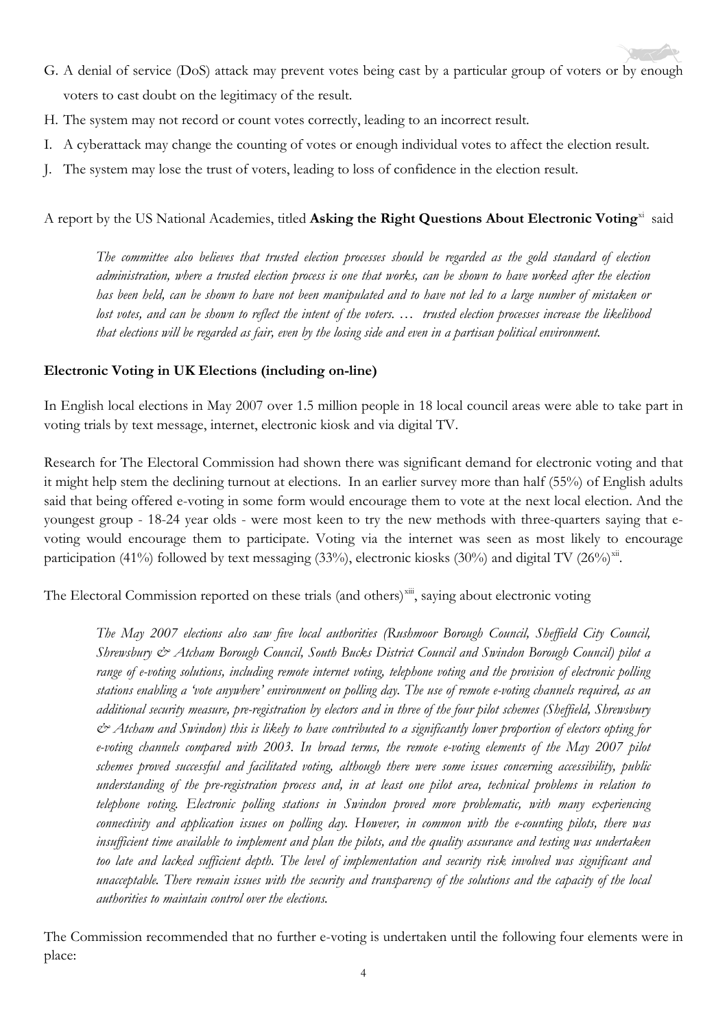G. A denial of service (DoS) attack may prevent votes being cast by a particular group of voters or by enough voters to cast doubt on the legitimacy of the result.

H. The system may not record or count votes correctly, leading to an incorrect result.

I. A cyberattack may change the counting of votes or enough individual votes to affect the election result.

J. The system may lose the trust of voters, leading to loss of confidence in the election result.

A report by the US National Academies, titled **Asking the Right Questions About Electronic Voting**[xi] said

> *The committee also believes that trusted election processes should be regarded as the gold standard of election administration, where a trusted election process is one that works, can be shown to have worked after the election has been held, can be shown to have not been manipulated and to have not led to a large number of mistaken or lost votes, and can be shown to reflect the intent of the voters. … trusted election processes increase the likelihood that elections will be regarded as fair, even by the losing side and even in a partisan political environment.*

### Electronic Voting in UK Elections (including on-line)

In English local elections in May 2007 over 1.5 million people in 18 local council areas were able to take part in voting trials by text message, internet, electronic kiosk and via digital TV.

Research for The Electoral Commission had shown there was significant demand for electronic voting and that it might help stem the declining turnout at elections. In an earlier survey more than half (55%) of English adults said that being offered e-voting in some form would encourage them to vote at the next local election. And the youngest group - 18-24 year olds - were most keen to try the new methods with three-quarters saying that e-voting would encourage them to participate. Voting via the internet was seen as most likely to encourage participation (41%) followed by text messaging (33%), electronic kiosks (30%) and digital TV (26%)[xii].

The Electoral Commission reported on these trials (and others)[xiii], saying about electronic voting

> *The May 2007 elections also saw five local authorities (Rushmoor Borough Council, Sheffield City Council, Shrewsbury & Atcham Borough Council, South Bucks District Council and Swindon Borough Council) pilot a range of e-voting solutions, including remote internet voting, telephone voting and the provision of electronic polling stations enabling a 'vote anywhere' environment on polling day. The use of remote e-voting channels required, as an additional security measure, pre-registration by electors and in three of the four pilot schemes (Sheffield, Shrewsbury & Atcham and Swindon) this is likely to have contributed to a significantly lower proportion of electors opting for e-voting channels compared with 2003. In broad terms, the remote e-voting elements of the May 2007 pilot schemes proved successful and facilitated voting, although there were some issues concerning accessibility, public understanding of the pre-registration process and, in at least one pilot area, technical problems in relation to telephone voting. Electronic polling stations in Swindon proved more problematic, with many experiencing connectivity and application issues on polling day. However, in common with the e-counting pilots, there was insufficient time available to implement and plan the pilots, and the quality assurance and testing was undertaken too late and lacked sufficient depth. The level of implementation and security risk involved was significant and unacceptable. There remain issues with the security and transparency of the solutions and the capacity of the local authorities to maintain control over the elections.*

The Commission recommended that no further e-voting is undertaken until the following four elements were in place: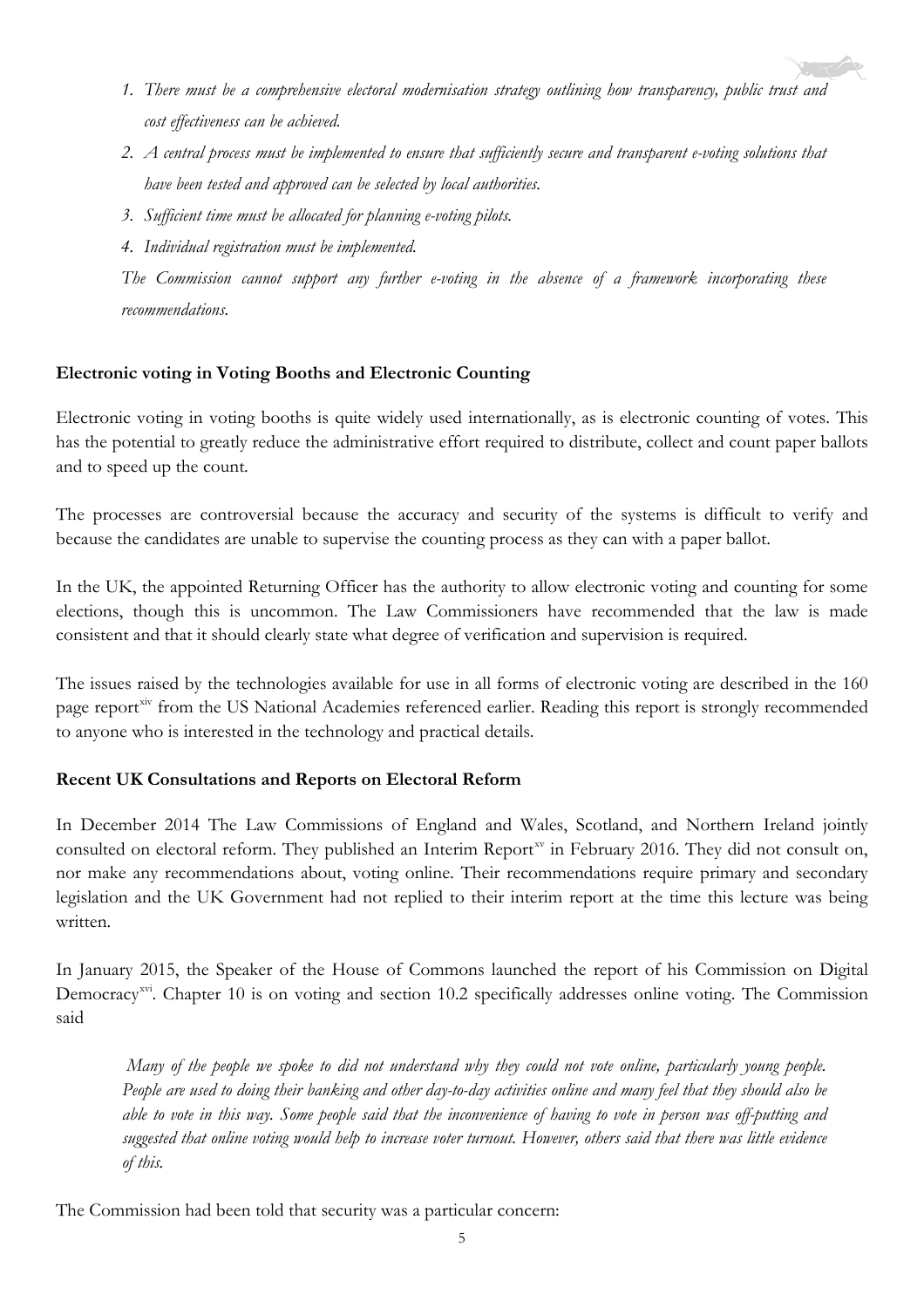1. *There must be a comprehensive electoral modernisation strategy outlining how transparency, public trust and cost effectiveness can be achieved.*
2. *A central process must be implemented to ensure that sufficiently secure and transparent e-voting solutions that have been tested and approved can be selected by local authorities.*
3. *Sufficient time must be allocated for planning e-voting pilots.*
4. *Individual registration must be implemented.*

*The Commission cannot support any further e-voting in the absence of a framework incorporating these recommendations.*

**Electronic voting in Voting Booths and Electronic Counting**

Electronic voting in voting booths is quite widely used internationally, as is electronic counting of votes. This has the potential to greatly reduce the administrative effort required to distribute, collect and count paper ballots and to speed up the count.

The processes are controversial because the accuracy and security of the systems is difficult to verify and because the candidates are unable to supervise the counting process as they can with a paper ballot.

In the UK, the appointed Returning Officer has the authority to allow electronic voting and counting for some elections, though this is uncommon. The Law Commissioners have recommended that the law is made consistent and that it should clearly state what degree of verification and supervision is required.

The issues raised by the technologies available for use in all forms of electronic voting are described in the 160 page report[xiv] from the US National Academies referenced earlier. Reading this report is strongly recommended to anyone who is interested in the technology and practical details.

**Recent UK Consultations and Reports on Electoral Reform**

In December 2014 The Law Commissions of England and Wales, Scotland, and Northern Ireland jointly consulted on electoral reform. They published an Interim Report[xv] in February 2016. They did not consult on, nor make any recommendations about, voting online. Their recommendations require primary and secondary legislation and the UK Government had not replied to their interim report at the time this lecture was being written.

In January 2015, the Speaker of the House of Commons launched the report of his Commission on Digital Democracy[xvi]. Chapter 10 is on voting and section 10.2 specifically addresses online voting. The Commission said

> *Many of the people we spoke to did not understand why they could not vote online, particularly young people. People are used to doing their banking and other day-to-day activities online and many feel that they should also be able to vote in this way. Some people said that the inconvenience of having to vote in person was off-putting and suggested that online voting would help to increase voter turnout. However, others said that there was little evidence of this.*

The Commission had been told that security was a particular concern: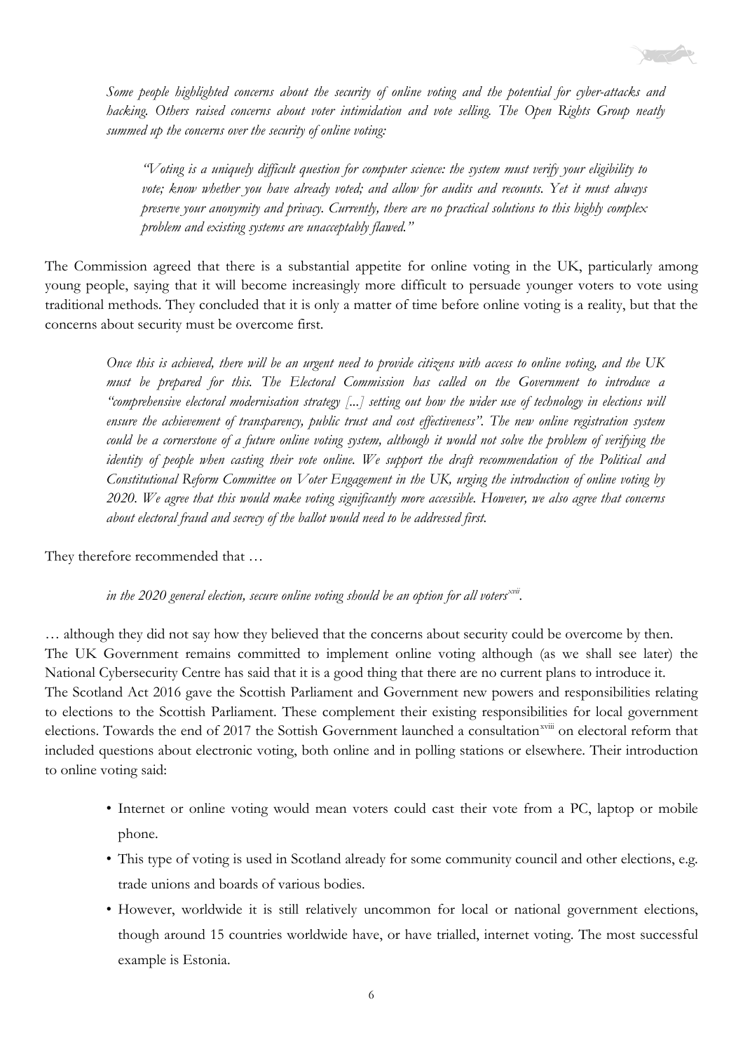*Some people highlighted concerns about the security of online voting and the potential for cyber-attacks and hacking. Others raised concerns about voter intimidation and vote selling. The Open Rights Group neatly summed up the concerns over the security of online voting:*

> *"Voting is a uniquely difficult question for computer science: the system must verify your eligibility to vote; know whether you have already voted; and allow for audits and recounts. Yet it must always preserve your anonymity and privacy. Currently, there are no practical solutions to this highly complex problem and existing systems are unacceptably flawed."*

The Commission agreed that there is a substantial appetite for online voting in the UK, particularly among young people, saying that it will become increasingly more difficult to persuade younger voters to vote using traditional methods. They concluded that it is only a matter of time before online voting is a reality, but that the concerns about security must be overcome first.

> *Once this is achieved, there will be an urgent need to provide citizens with access to online voting, and the UK must be prepared for this. The Electoral Commission has called on the Government to introduce a "comprehensive electoral modernisation strategy [...] setting out how the wider use of technology in elections will ensure the achievement of transparency, public trust and cost effectiveness". The new online registration system could be a cornerstone of a future online voting system, although it would not solve the problem of verifying the identity of people when casting their vote online. We support the draft recommendation of the Political and Constitutional Reform Committee on Voter Engagement in the UK, urging the introduction of online voting by 2020. We agree that this would make voting significantly more accessible. However, we also agree that concerns about electoral fraud and secrecy of the ballot would need to be addressed first.*

They therefore recommended that …

> *in the 2020 general election, secure online voting should be an option for all voters*[xvii].

… although they did not say how they believed that the concerns about security could be overcome by then.

The UK Government remains committed to implement online voting although (as we shall see later) the National Cybersecurity Centre has said that it is a good thing that there are no current plans to introduce it.

The Scotland Act 2016 gave the Scottish Parliament and Government new powers and responsibilities relating to elections to the Scottish Parliament. These complement their existing responsibilities for local government elections. Towards the end of 2017 the Sottish Government launched a consultation[xviii] on electoral reform that included questions about electronic voting, both online and in polling stations or elsewhere. Their introduction to online voting said:

- Internet or online voting would mean voters could cast their vote from a PC, laptop or mobile phone.
- This type of voting is used in Scotland already for some community council and other elections, e.g. trade unions and boards of various bodies.
- However, worldwide it is still relatively uncommon for local or national government elections, though around 15 countries worldwide have, or have trialled, internet voting. The most successful example is Estonia.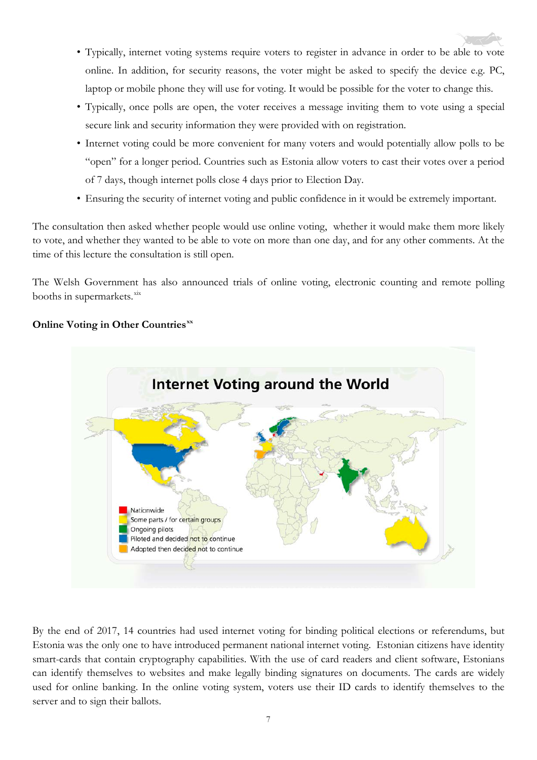- Typically, internet voting systems require voters to register in advance in order to be able to vote online. In addition, for security reasons, the voter might be asked to specify the device e.g. PC, laptop or mobile phone they will use for voting. It would be possible for the voter to change this.
- Typically, once polls are open, the voter receives a message inviting them to vote using a special secure link and security information they were provided with on registration.
- Internet voting could be more convenient for many voters and would potentially allow polls to be "open" for a longer period. Countries such as Estonia allow voters to cast their votes over a period of 7 days, though internet polls close 4 days prior to Election Day.
- Ensuring the security of internet voting and public confidence in it would be extremely important.

The consultation then asked whether people would use online voting, whether it would make them more likely to vote, and whether they wanted to be able to vote on more than one day, and for any other comments. At the time of this lecture the consultation is still open.

The Welsh Government has also announced trials of online voting, electronic counting and remote polling booths in supermarkets.[xix]

**Online Voting in Other Countries**[xx]

Internet Voting around the World

- Nationwide
- Some parts / for certain groups
- Ongoing pilots
- Piloted and decided not to continue
- Adopted then decided not to continue

By the end of 2017, 14 countries had used internet voting for binding political elections or referendums, but Estonia was the only one to have introduced permanent national internet voting. Estonian citizens have identity smart-cards that contain cryptography capabilities. With the use of card readers and client software, Estonians can identify themselves to websites and make legally binding signatures on documents. The cards are widely used for online banking. In the online voting system, voters use their ID cards to identify themselves to the server and to sign their ballots.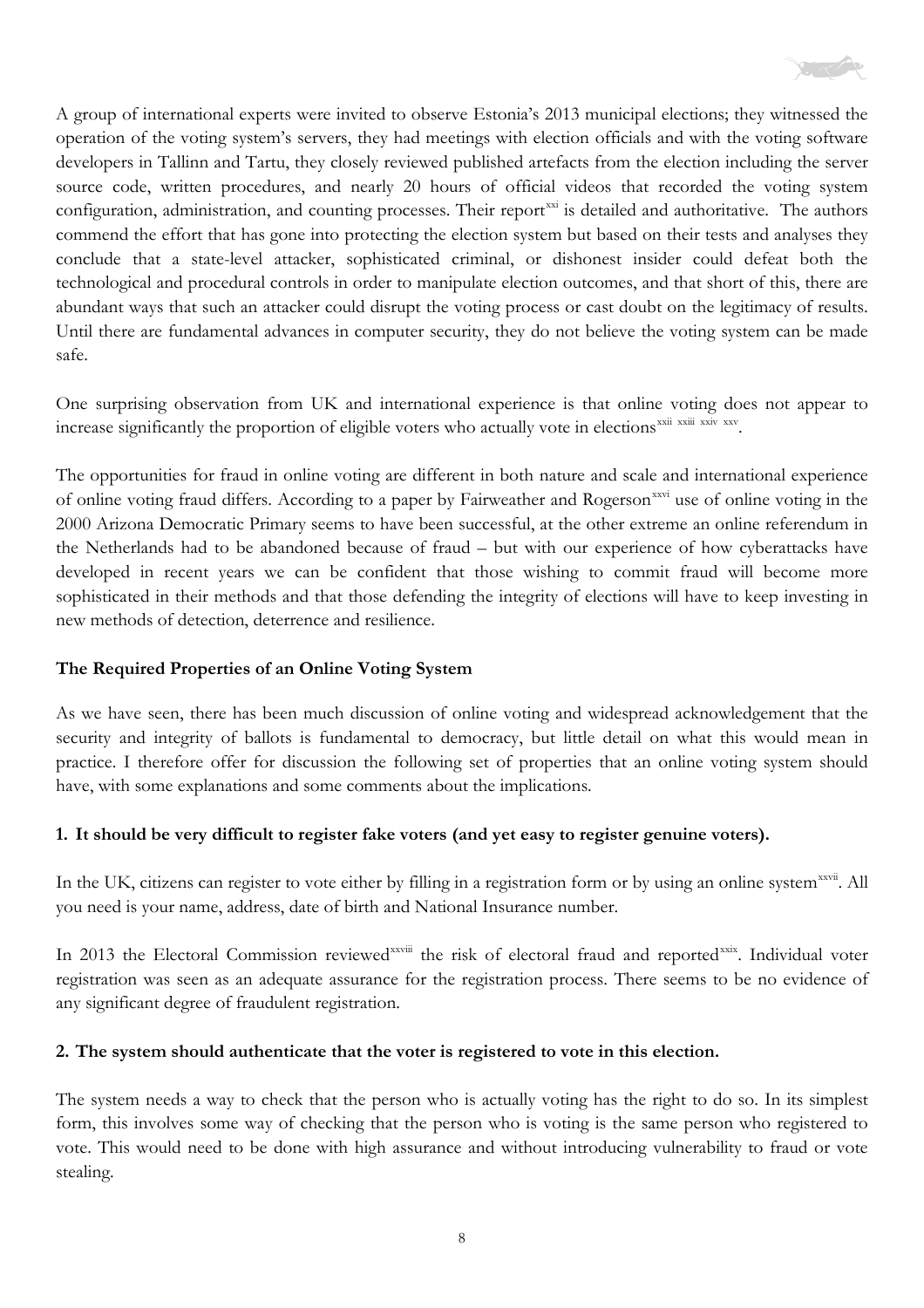A group of international experts were invited to observe Estonia's 2013 municipal elections; they witnessed the operation of the voting system's servers, they had meetings with election officials and with the voting software developers in Tallinn and Tartu, they closely reviewed published artefacts from the election including the server source code, written procedures, and nearly 20 hours of official videos that recorded the voting system configuration, administration, and counting processes. Their report[xxi] is detailed and authoritative. The authors commend the effort that has gone into protecting the election system but based on their tests and analyses they conclude that a state-level attacker, sophisticated criminal, or dishonest insider could defeat both the technological and procedural controls in order to manipulate election outcomes, and that short of this, there are abundant ways that such an attacker could disrupt the voting process or cast doubt on the legitimacy of results. Until there are fundamental advances in computer security, they do not believe the voting system can be made safe.

One surprising observation from UK and international experience is that online voting does not appear to increase significantly the proportion of eligible voters who actually vote in elections[xxii, xxiii, xxiv, xxv].

The opportunities for fraud in online voting are different in both nature and scale and international experience of online voting fraud differs. According to a paper by Fairweather and Rogerson[xxvi] use of online voting in the 2000 Arizona Democratic Primary seems to have been successful, at the other extreme an online referendum in the Netherlands had to be abandoned because of fraud – but with our experience of how cyberattacks have developed in recent years we can be confident that those wishing to commit fraud will become more sophisticated in their methods and that those defending the integrity of elections will have to keep investing in new methods of detection, deterrence and resilience.

## The Required Properties of an Online Voting System

As we have seen, there has been much discussion of online voting and widespread acknowledgement that the security and integrity of ballots is fundamental to democracy, but little detail on what this would mean in practice. I therefore offer for discussion the following set of properties that an online voting system should have, with some explanations and some comments about the implications.

### 1. It should be very difficult to register fake voters (and yet easy to register genuine voters).

In the UK, citizens can register to vote either by filling in a registration form or by using an online system[xxvii]. All you need is your name, address, date of birth and National Insurance number.

In 2013 the Electoral Commission reviewed[xxviii] the risk of electoral fraud and reported[xxix]. Individual voter registration was seen as an adequate assurance for the registration process. There seems to be no evidence of any significant degree of fraudulent registration.

### 2. The system should authenticate that the voter is registered to vote in this election.

The system needs a way to check that the person who is actually voting has the right to do so. In its simplest form, this involves some way of checking that the person who is voting is the same person who registered to vote. This would need to be done with high assurance and without introducing vulnerability to fraud or vote stealing.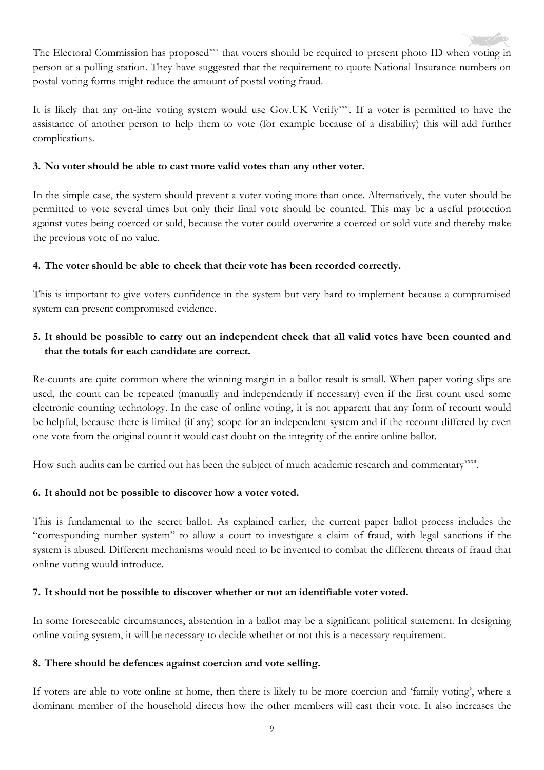The Electoral Commission has proposed[xxx] that voters should be required to present photo ID when voting in person at a polling station. They have suggested that the requirement to quote National Insurance numbers on postal voting forms might reduce the amount of postal voting fraud.

It is likely that any on-line voting system would use Gov.UK Verify[xxxi]. If a voter is permitted to have the assistance of another person to help them to vote (for example because of a disability) this will add further complications.

**3. No voter should be able to cast more valid votes than any other voter.**

In the simple case, the system should prevent a voter voting more than once. Alternatively, the voter should be permitted to vote several times but only their final vote should be counted. This may be a useful protection against votes being coerced or sold, because the voter could overwrite a coerced or sold vote and thereby make the previous vote of no value.

**4. The voter should be able to check that their vote has been recorded correctly.**

This is important to give voters confidence in the system but very hard to implement because a compromised system can present compromised evidence.

**5. It should be possible to carry out an independent check that all valid votes have been counted and that the totals for each candidate are correct.**

Re-counts are quite common where the winning margin in a ballot result is small. When paper voting slips are used, the count can be repeated (manually and independently if necessary) even if the first count used some electronic counting technology. In the case of online voting, it is not apparent that any form of recount would be helpful, because there is limited (if any) scope for an independent system and if the recount differed by even one vote from the original count it would cast doubt on the integrity of the entire online ballot.

How such audits can be carried out has been the subject of much academic research and commentary[xxxii].

**6. It should not be possible to discover how a voter voted.**

This is fundamental to the secret ballot. As explained earlier, the current paper ballot process includes the "corresponding number system" to allow a court to investigate a claim of fraud, with legal sanctions if the system is abused. Different mechanisms would need to be invented to combat the different threats of fraud that online voting would introduce.

**7. It should not be possible to discover whether or not an identifiable voter voted.**

In some foreseeable circumstances, abstention in a ballot may be a significant political statement. In designing online voting system, it will be necessary to decide whether or not this is a necessary requirement.

**8. There should be defences against coercion and vote selling.**

If voters are able to vote online at home, then there is likely to be more coercion and 'family voting', where a dominant member of the household directs how the other members will cast their vote. It also increases the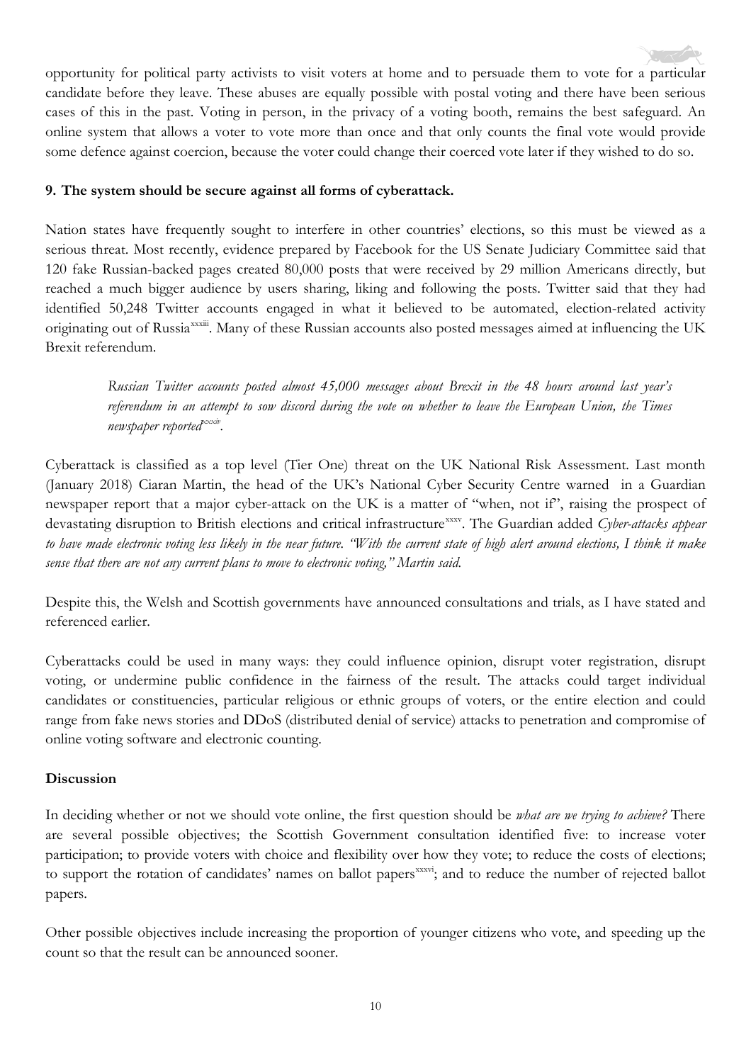opportunity for political party activists to visit voters at home and to persuade them to vote for a particular candidate before they leave. These abuses are equally possible with postal voting and there have been serious cases of this in the past. Voting in person, in the privacy of a voting booth, remains the best safeguard. An online system that allows a voter to vote more than once and that only counts the final vote would provide some defence against coercion, because the voter could change their coerced vote later if they wished to do so.

**9. The system should be secure against all forms of cyberattack.**

Nation states have frequently sought to interfere in other countries' elections, so this must be viewed as a serious threat. Most recently, evidence prepared by Facebook for the US Senate Judiciary Committee said that 120 fake Russian-backed pages created 80,000 posts that were received by 29 million Americans directly, but reached a much bigger audience by users sharing, liking and following the posts. Twitter said that they had identified 50,248 Twitter accounts engaged in what it believed to be automated, election-related activity originating out of Russia[xxxiii]. Many of these Russian accounts also posted messages aimed at influencing the UK Brexit referendum.

> *Russian Twitter accounts posted almost 45,000 messages about Brexit in the 48 hours around last year's referendum in an attempt to sow discord during the vote on whether to leave the European Union, the Times newspaper reported*[xxxiv].

Cyberattack is classified as a top level (Tier One) threat on the UK National Risk Assessment. Last month (January 2018) Ciaran Martin, the head of the UK's National Cyber Security Centre warned in a Guardian newspaper report that a major cyber-attack on the UK is a matter of "when, not if", raising the prospect of devastating disruption to British elections and critical infrastructure[xxxv]. The Guardian added *Cyber-attacks appear to have made electronic voting less likely in the near future. "With the current state of high alert around elections, I think it make sense that there are not any current plans to move to electronic voting," Martin said.*

Despite this, the Welsh and Scottish governments have announced consultations and trials, as I have stated and referenced earlier.

Cyberattacks could be used in many ways: they could influence opinion, disrupt voter registration, disrupt voting, or undermine public confidence in the fairness of the result. The attacks could target individual candidates or constituencies, particular religious or ethnic groups of voters, or the entire election and could range from fake news stories and DDoS (distributed denial of service) attacks to penetration and compromise of online voting software and electronic counting.

**Discussion**

In deciding whether or not we should vote online, the first question should be *what are we trying to achieve?* There are several possible objectives; the Scottish Government consultation identified five: to increase voter participation; to provide voters with choice and flexibility over how they vote; to reduce the costs of elections; to support the rotation of candidates' names on ballot papers[xxxvi]; and to reduce the number of rejected ballot papers.

Other possible objectives include increasing the proportion of younger citizens who vote, and speeding up the count so that the result can be announced sooner.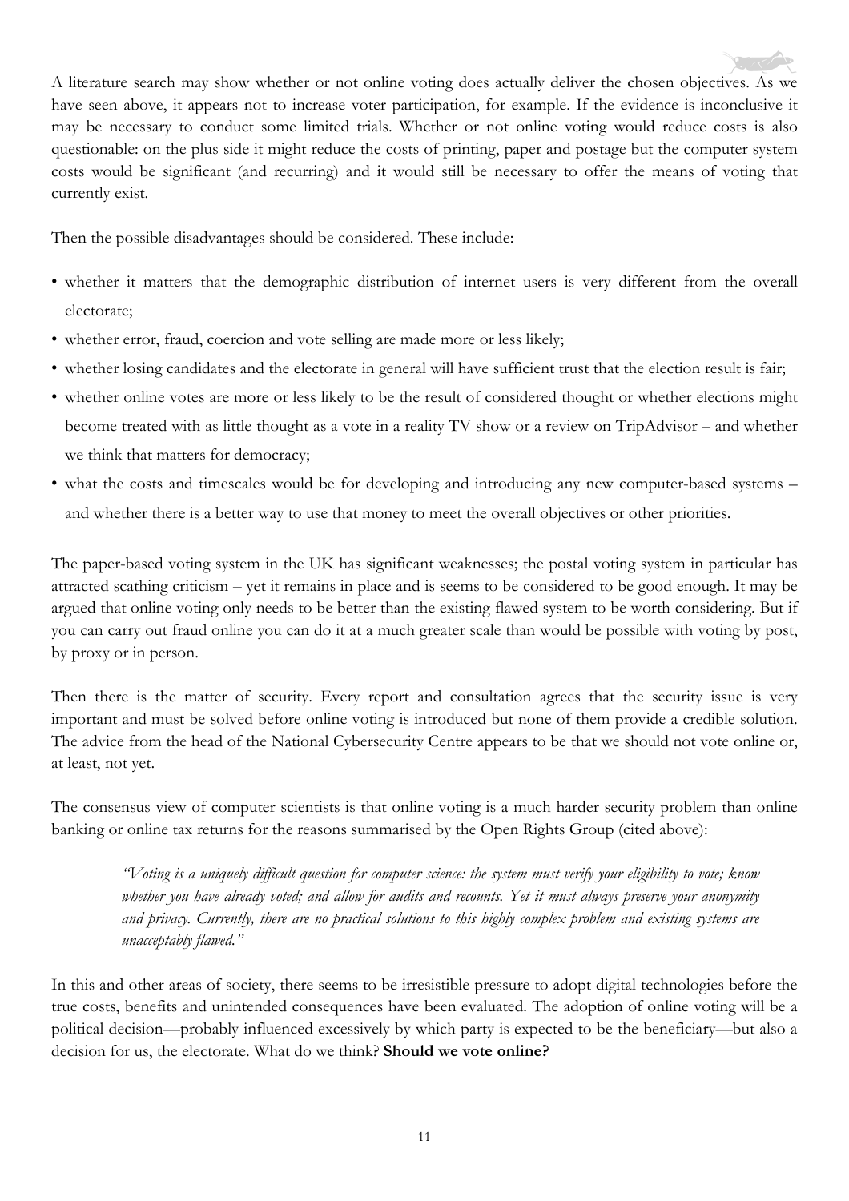A literature search may show whether or not online voting does actually deliver the chosen objectives. As we have seen above, it appears not to increase voter participation, for example. If the evidence is inconclusive it may be necessary to conduct some limited trials. Whether or not online voting would reduce costs is also questionable: on the plus side it might reduce the costs of printing, paper and postage but the computer system costs would be significant (and recurring) and it would still be necessary to offer the means of voting that currently exist.

Then the possible disadvantages should be considered. These include:

- whether it matters that the demographic distribution of internet users is very different from the overall electorate;
- whether error, fraud, coercion and vote selling are made more or less likely;
- whether losing candidates and the electorate in general will have sufficient trust that the election result is fair;
- whether online votes are more or less likely to be the result of considered thought or whether elections might become treated with as little thought as a vote in a reality TV show or a review on TripAdvisor – and whether we think that matters for democracy;
- what the costs and timescales would be for developing and introducing any new computer-based systems – and whether there is a better way to use that money to meet the overall objectives or other priorities.

The paper-based voting system in the UK has significant weaknesses; the postal voting system in particular has attracted scathing criticism – yet it remains in place and is seems to be considered to be good enough. It may be argued that online voting only needs to be better than the existing flawed system to be worth considering. But if you can carry out fraud online you can do it at a much greater scale than would be possible with voting by post, by proxy or in person.

Then there is the matter of security. Every report and consultation agrees that the security issue is very important and must be solved before online voting is introduced but none of them provide a credible solution. The advice from the head of the National Cybersecurity Centre appears to be that we should not vote online or, at least, not yet.

The consensus view of computer scientists is that online voting is a much harder security problem than online banking or online tax returns for the reasons summarised by the Open Rights Group (cited above):

> *"Voting is a uniquely difficult question for computer science: the system must verify your eligibility to vote; know whether you have already voted; and allow for audits and recounts. Yet it must always preserve your anonymity and privacy. Currently, there are no practical solutions to this highly complex problem and existing systems are unacceptably flawed."*

In this and other areas of society, there seems to be irresistible pressure to adopt digital technologies before the true costs, benefits and unintended consequences have been evaluated. The adoption of online voting will be a political decision—probably influenced excessively by which party is expected to be the beneficiary—but also a decision for us, the electorate. What do we think? **Should we vote online?**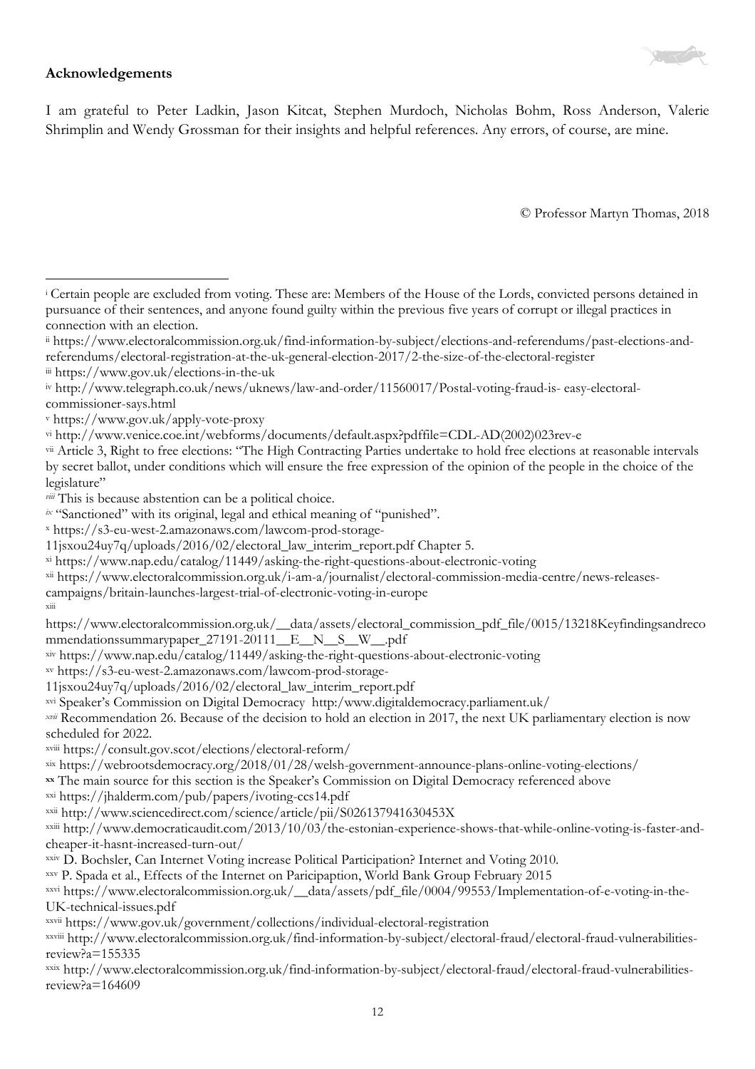**Acknowledgements**

I am grateful to Peter Ladkin, Jason Kitcat, Stephen Murdoch, Nicholas Bohm, Ross Anderson, Valerie Shrimplin and Wendy Grossman for their insights and helpful references. Any errors, of course, are mine.

© Professor Martyn Thomas, 2018

---

[i] Certain people are excluded from voting. These are: Members of the House of the Lords, convicted persons detained in pursuance of their sentences, and anyone found guilty within the previous five years of corrupt or illegal practices in connection with an election.

[ii] https://www.electoralcommission.org.uk/find-information-by-subject/elections-and-referendums/past-elections-and-referendums/electoral-registration-at-the-uk-general-election-2017/2-the-size-of-the-electoral-register

[iii] https://www.gov.uk/elections-in-the-uk

[iv] http://www.telegraph.co.uk/news/uknews/law-and-order/11560017/Postal-voting-fraud-is- easy-electoral-commissioner-says.html

[v] https://www.gov.uk/apply-vote-proxy

[vi] http://www.venice.coe.int/webforms/documents/default.aspx?pdffile=CDL-AD(2002)023rev-e

[vii] Article 3, Right to free elections: "The High Contracting Parties undertake to hold free elections at reasonable intervals by secret ballot, under conditions which will ensure the free expression of the opinion of the people in the choice of the legislature"

[viii] This is because abstention can be a political choice.

[ix] "Sanctioned" with its original, legal and ethical meaning of "punished".

[x] https://s3-eu-west-2.amazonaws.com/lawcom-prod-storage-11jsxou24uy7q/uploads/2016/02/electoral_law_interim_report.pdf Chapter 5.

[xi] https://www.nap.edu/catalog/11449/asking-the-right-questions-about-electronic-voting

[xii] https://www.electoralcommission.org.uk/i-am-a/journalist/electoral-commission-media-centre/news-releases-campaigns/britain-launches-largest-trial-of-electronic-voting-in-europe

[xiii] https://www.electoralcommission.org.uk/__data/assets/electoral_commission_pdf_file/0015/13218Keyfindingsandrecommendationssummarypaper_27191-20111__E__N__S__W__.pdf

[xiv] https://www.nap.edu/catalog/11449/asking-the-right-questions-about-electronic-voting

[xv] https://s3-eu-west-2.amazonaws.com/lawcom-prod-storage-11jsxou24uy7q/uploads/2016/02/electoral_law_interim_report.pdf

[xvi] Speaker's Commission on Digital Democracy http:/www.digitaldemocracy.parliament.uk/

[xvii] Recommendation 26. Because of the decision to hold an election in 2017, the next UK parliamentary election is now scheduled for 2022.

[xviii] https://consult.gov.scot/elections/electoral-reform/

[xix] https://webrootsdemocracy.org/2018/01/28/welsh-government-announce-plans-online-voting-elections/

[xx] The main source for this section is the Speaker's Commission on Digital Democracy referenced above

[xxi] https://jhalderm.com/pub/papers/ivoting-ccs14.pdf

[xxii] http://www.sciencedirect.com/science/article/pii/S026137941630453X

[xxiii] http://www.democraticaudit.com/2013/10/03/the-estonian-experience-shows-that-while-online-voting-is-faster-and-cheaper-it-hasnt-increased-turn-out/

[xxiv] D. Bochsler, Can Internet Voting increase Political Participation? Internet and Voting 2010.

[xxv] P. Spada et al., Effects of the Internet on Paricipaption, World Bank Group February 2015

[xxvi] https://www.electoralcommission.org.uk/__data/assets/pdf_file/0004/99553/Implementation-of-e-voting-in-the-UK-technical-issues.pdf

[xxvii] https://www.gov.uk/government/collections/individual-electoral-registration

[xxviii] http://www.electoralcommission.org.uk/find-information-by-subject/electoral-fraud/electoral-fraud-vulnerabilities-review?a=155335

[xxix] http://www.electoralcommission.org.uk/find-information-by-subject/electoral-fraud/electoral-fraud-vulnerabilities-review?a=164609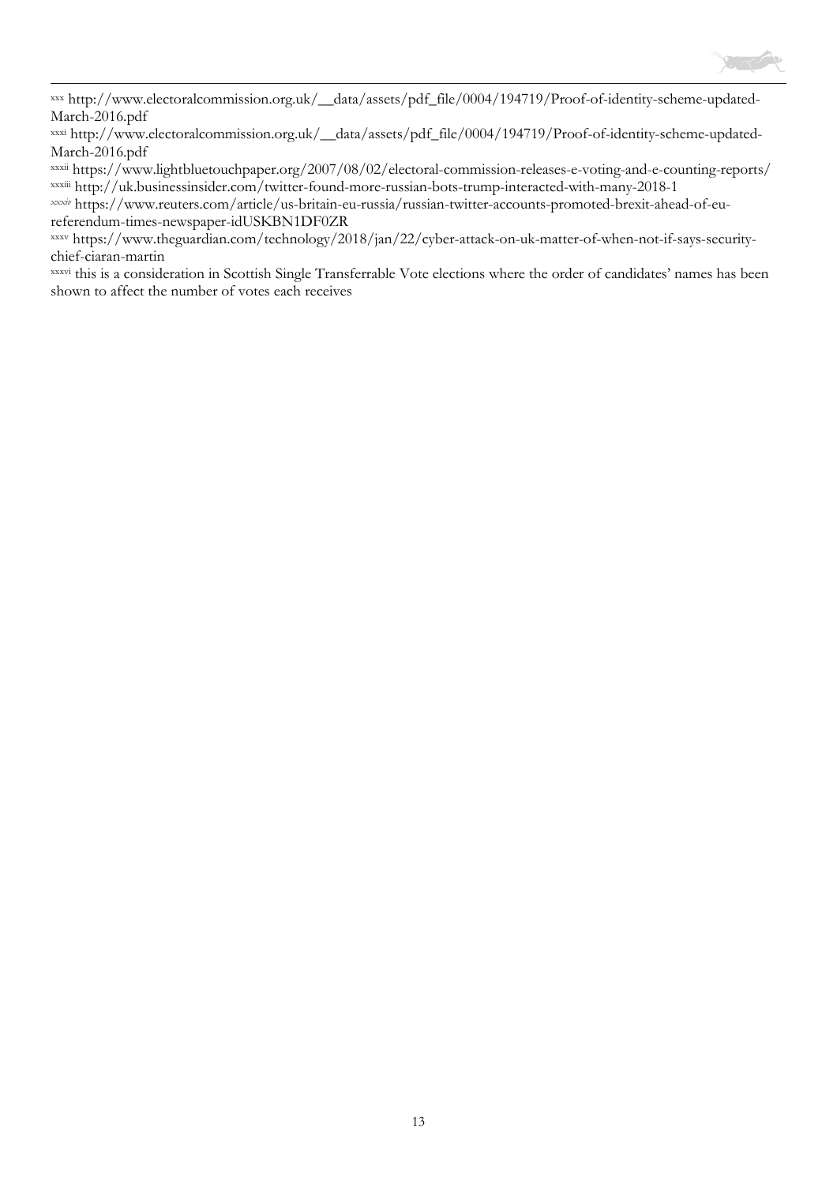[xxx] http://www.electoralcommission.org.uk/__data/assets/pdf_file/0004/194719/Proof-of-identity-scheme-updated-March-2016.pdf

[xxxi] http://www.electoralcommission.org.uk/__data/assets/pdf_file/0004/194719/Proof-of-identity-scheme-updated-March-2016.pdf

[xxxii] https://www.lightbluetouchpaper.org/2007/08/02/electoral-commission-releases-e-voting-and-e-counting-reports/

[xxxiii] http://uk.businessinsider.com/twitter-found-more-russian-bots-trump-interacted-with-many-2018-1

[xxxiv] https://www.reuters.com/article/us-britain-eu-russia/russian-twitter-accounts-promoted-brexit-ahead-of-eu-referendum-times-newspaper-idUSKBN1DF0ZR

[xxxv] https://www.theguardian.com/technology/2018/jan/22/cyber-attack-on-uk-matter-of-when-not-if-says-security-chief-ciaran-martin

[xxxvi] this is a consideration in Scottish Single Transferrable Vote elections where the order of candidates' names has been shown to affect the number of votes each receives